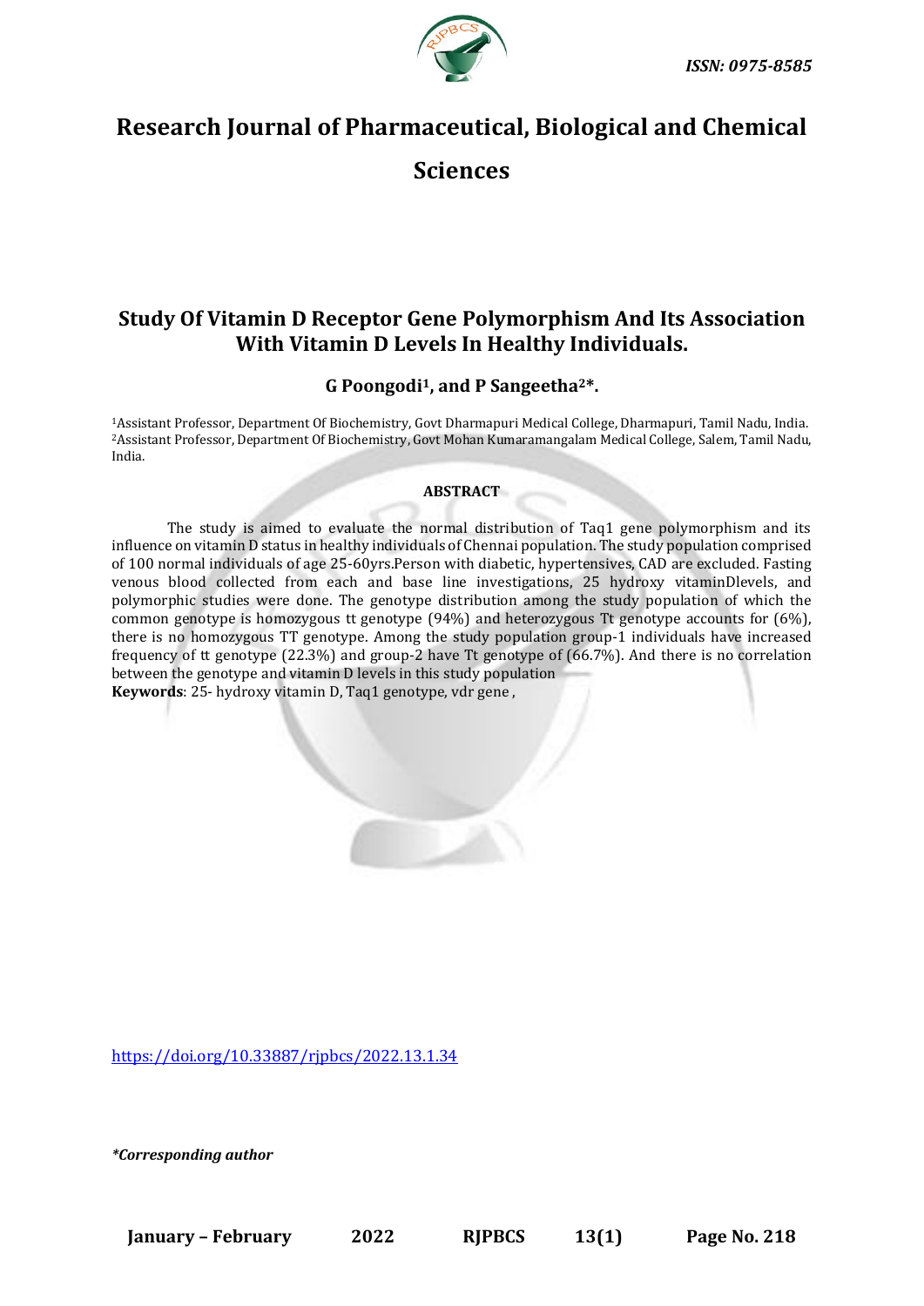# Research Journal of Pharmaceutical, Biological and Chemical Sciences

## Study Of Vitamin D Receptor Gene Polymorphism And Its Association With Vitamin D Levels In Healthy Individuals.

**G Poongodi[1], and P Sangeetha[2]*.**

[1]Assistant Professor, Department Of Biochemistry, Govt Dharmapuri Medical College, Dharmapuri, Tamil Nadu, India.
[2]Assistant Professor, Department Of Biochemistry, Govt Mohan Kumaramangalam Medical College, Salem, Tamil Nadu, India.

### ABSTRACT

The study is aimed to evaluate the normal distribution of Taq1 gene polymorphism and its influence on vitamin D status in healthy individuals of Chennai population. The study population comprised of 100 normal individuals of age 25-60yrs.Person with diabetic, hypertensives, CAD are excluded. Fasting venous blood collected from each and base line investigations, 25 hydroxy vitaminDlevels, and polymorphic studies were done. The genotype distribution among the study population of which the common genotype is homozygous tt genotype (94%) and heterozygous Tt genotype accounts for (6%), there is no homozygous TT genotype. Among the study population group-1 individuals have increased frequency of tt genotype (22.3%) and group-2 have Tt genotype of (66.7%). And there is no correlation between the genotype and vitamin D levels in this study population

**Keywords**: 25- hydroxy vitamin D, Taq1 genotype, vdr gene ,

https://doi.org/10.33887/rjpbcs/2022.13.1.34

*\*Corresponding author*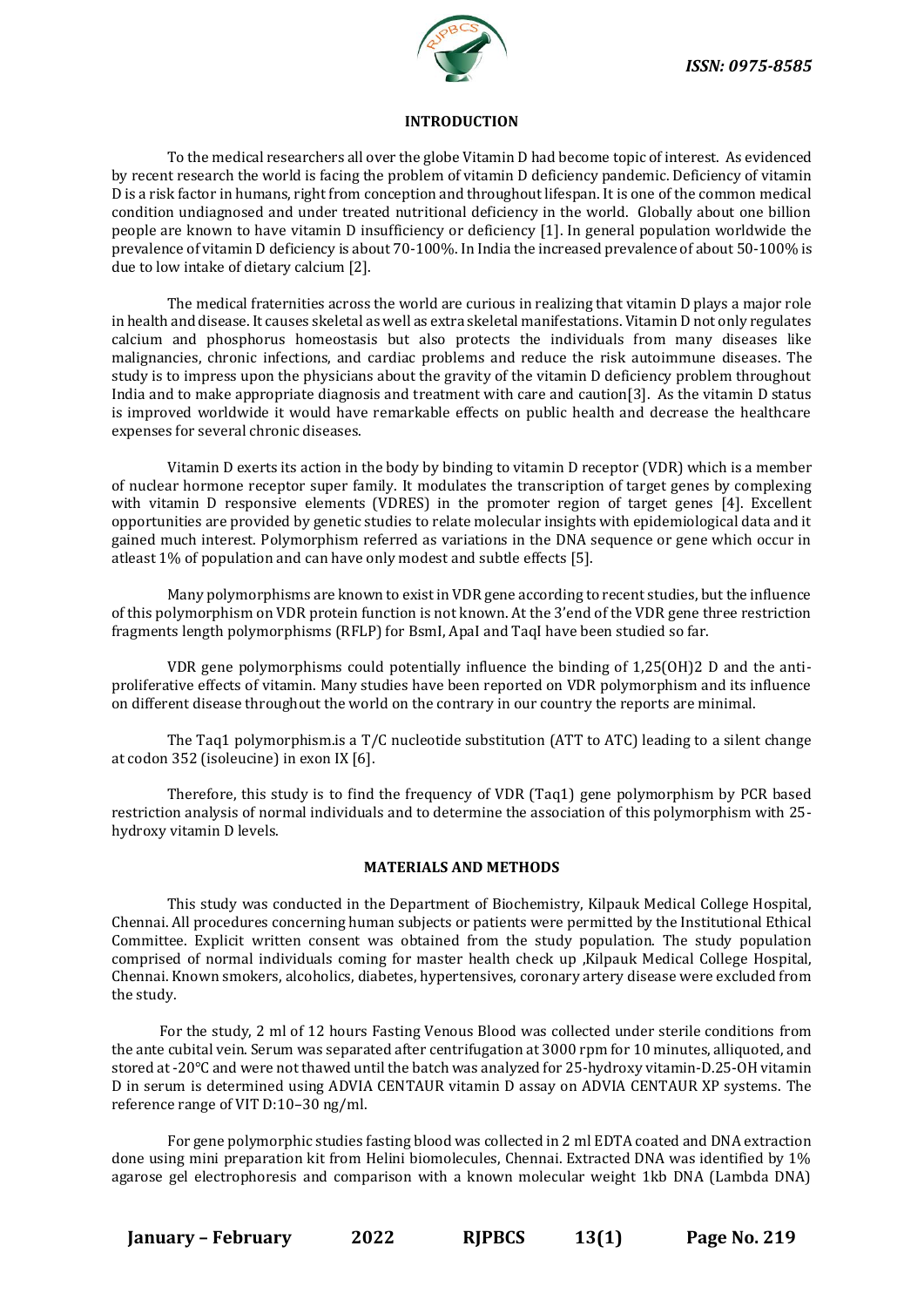## INTRODUCTION

To the medical researchers all over the globe Vitamin D had become topic of interest. As evidenced by recent research the world is facing the problem of vitamin D deficiency pandemic. Deficiency of vitamin D is a risk factor in humans, right from conception and throughout lifespan. It is one of the common medical condition undiagnosed and under treated nutritional deficiency in the world. Globally about one billion people are known to have vitamin D insufficiency or deficiency [1]. In general population worldwide the prevalence of vitamin D deficiency is about 70-100%. In India the increased prevalence of about 50-100% is due to low intake of dietary calcium [2].

The medical fraternities across the world are curious in realizing that vitamin D plays a major role in health and disease. It causes skeletal as well as extra skeletal manifestations. Vitamin D not only regulates calcium and phosphorus homeostasis but also protects the individuals from many diseases like malignancies, chronic infections, and cardiac problems and reduce the risk autoimmune diseases. The study is to impress upon the physicians about the gravity of the vitamin D deficiency problem throughout India and to make appropriate diagnosis and treatment with care and caution[3]. As the vitamin D status is improved worldwide it would have remarkable effects on public health and decrease the healthcare expenses for several chronic diseases.

Vitamin D exerts its action in the body by binding to vitamin D receptor (VDR) which is a member of nuclear hormone receptor super family. It modulates the transcription of target genes by complexing with vitamin D responsive elements (VDRES) in the promoter region of target genes [4]. Excellent opportunities are provided by genetic studies to relate molecular insights with epidemiological data and it gained much interest. Polymorphism referred as variations in the DNA sequence or gene which occur in atleast 1% of population and can have only modest and subtle effects [5].

Many polymorphisms are known to exist in VDR gene according to recent studies, but the influence of this polymorphism on VDR protein function is not known. At the 3'end of the VDR gene three restriction fragments length polymorphisms (RFLP) for BsmI, ApaI and TaqI have been studied so far.

VDR gene polymorphisms could potentially influence the binding of 1,25(OH)2 D and the anti-proliferative effects of vitamin. Many studies have been reported on VDR polymorphism and its influence on different disease throughout the world on the contrary in our country the reports are minimal.

The Taq1 polymorphism.is a T/C nucleotide substitution (ATT to ATC) leading to a silent change at codon 352 (isoleucine) in exon IX [6].

Therefore, this study is to find the frequency of VDR (Taq1) gene polymorphism by PCR based restriction analysis of normal individuals and to determine the association of this polymorphism with 25-hydroxy vitamin D levels.

## MATERIALS AND METHODS

This study was conducted in the Department of Biochemistry, Kilpauk Medical College Hospital, Chennai. All procedures concerning human subjects or patients were permitted by the Institutional Ethical Committee. Explicit written consent was obtained from the study population. The study population comprised of normal individuals coming for master health check up ,Kilpauk Medical College Hospital, Chennai. Known smokers, alcoholics, diabetes, hypertensives, coronary artery disease were excluded from the study.

For the study, 2 ml of 12 hours Fasting Venous Blood was collected under sterile conditions from the ante cubital vein. Serum was separated after centrifugation at 3000 rpm for 10 minutes, alliquoted, and stored at -20°C and were not thawed until the batch was analyzed for 25-hydroxy vitamin-D.25-OH vitamin D in serum is determined using ADVIA CENTAUR vitamin D assay on ADVIA CENTAUR XP systems. The reference range of VIT D:10–30 ng/ml.

For gene polymorphic studies fasting blood was collected in 2 ml EDTA coated and DNA extraction done using mini preparation kit from Helini biomolecules, Chennai. Extracted DNA was identified by 1% agarose gel electrophoresis and comparison with a known molecular weight 1kb DNA (Lambda DNA)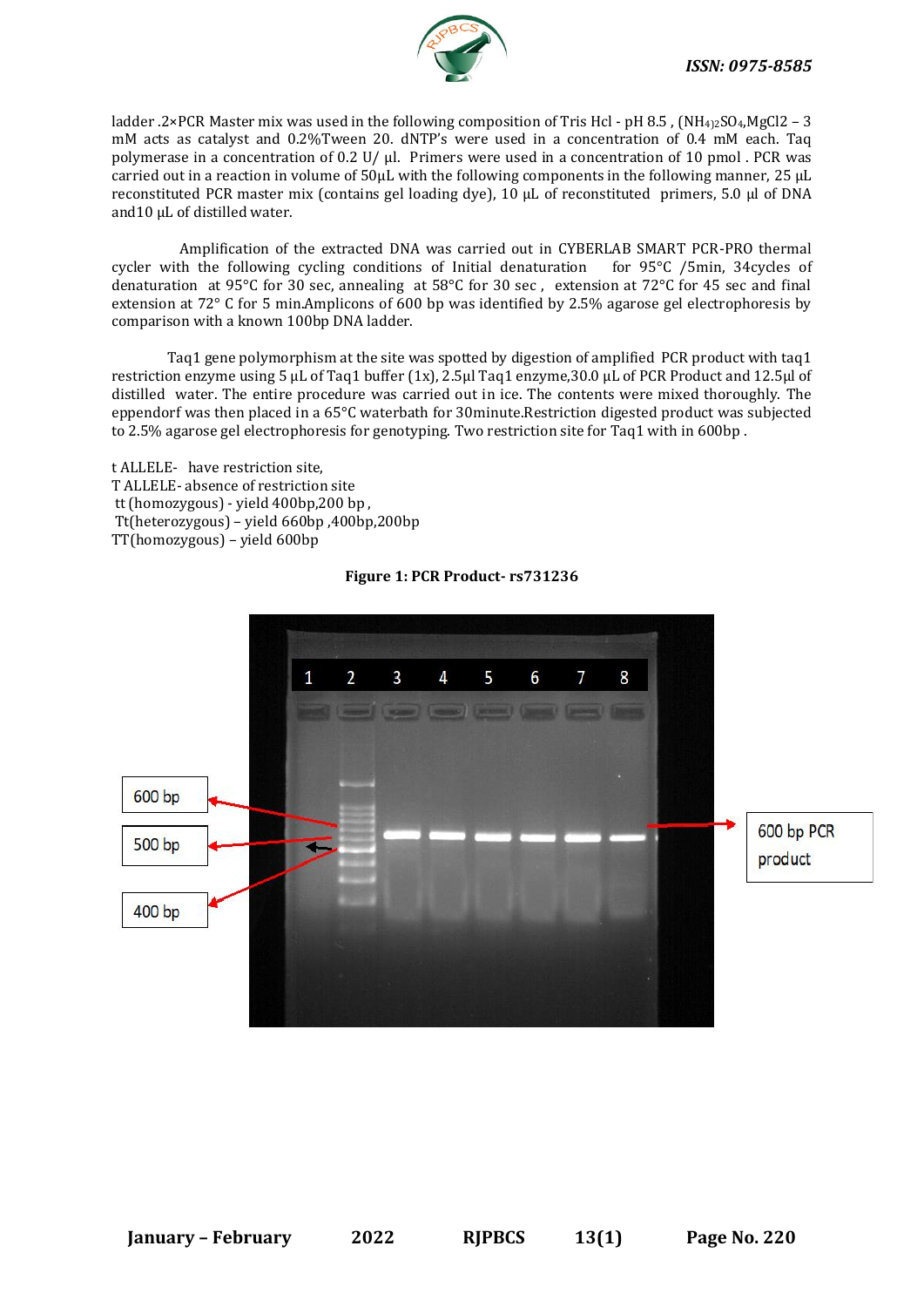ladder .2×PCR Master mix was used in the following composition of Tris Hcl - pH 8.5 , $(NH_4)_2SO_4$,MgCl2 – 3 mM acts as catalyst and 0.2%Tween 20. dNTP's were used in a concentration of 0.4 mM each. Taq polymerase in a concentration of 0.2 U/ µl. Primers were used in a concentration of 10 pmol . PCR was carried out in a reaction in volume of 50µL with the following components in the following manner, 25 µL reconstituted PCR master mix (contains gel loading dye), 10 µL of reconstituted primers, 5.0 µl of DNA and10 µL of distilled water.

Amplification of the extracted DNA was carried out in CYBERLAB SMART PCR-PRO thermal cycler with the following cycling conditions of Initial denaturation for 95°C /5min, 34cycles of denaturation at 95°C for 30 sec, annealing at 58°C for 30 sec , extension at 72°C for 45 sec and final extension at 72° C for 5 min.Amplicons of 600 bp was identified by 2.5% agarose gel electrophoresis by comparison with a known 100bp DNA ladder.

Taq1 gene polymorphism at the site was spotted by digestion of amplified PCR product with taq1 restriction enzyme using 5 µL of Taq1 buffer (1x), 2.5µl Taq1 enzyme,30.0 µL of PCR Product and 12.5µl of distilled water. The entire procedure was carried out in ice. The contents were mixed thoroughly. The eppendorf was then placed in a 65°C waterbath for 30minute.Restriction digested product was subjected to 2.5% agarose gel electrophoresis for genotyping. Two restriction site for Taq1 with in 600bp .

t ALLELE- have restriction site,
T ALLELE- absence of restriction site
tt (homozygous) - yield 400bp,200 bp ,
Tt(heterozygous) – yield 660bp ,400bp,200bp
TT(homozygous) – yield 600bp

**Figure 1: PCR Product- rs731236**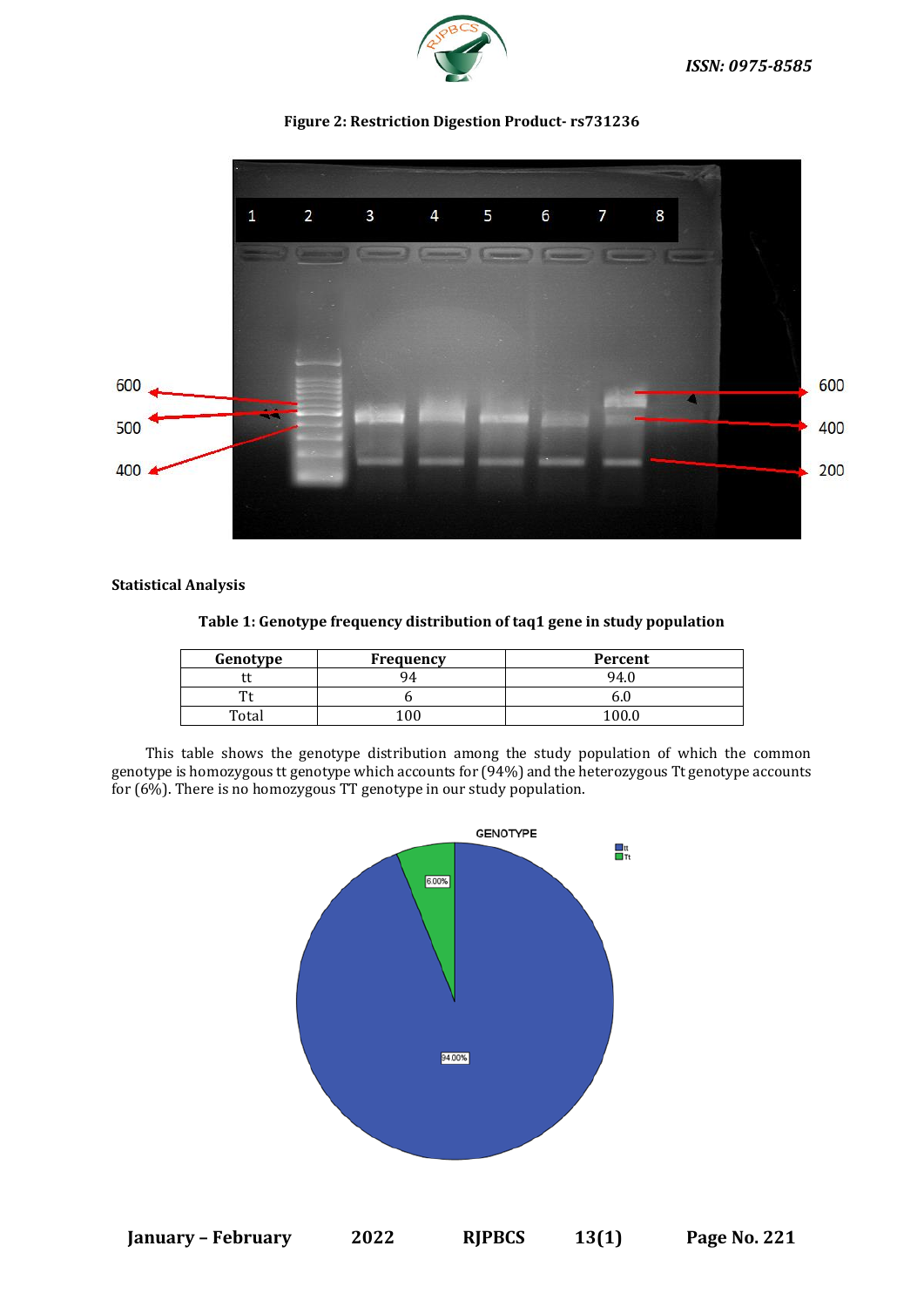**Figure 2: Restriction Digestion Product- rs731236**

### Statistical Analysis

**Table 1: Genotype frequency distribution of taq1 gene in study population**

| Genotype | Frequency | Percent |
|---|---|---|
| tt | 94 | 94.0 |
| Tt | 6 | 6.0 |
| Total | 100 | 100.0 |

This table shows the genotype distribution among the study population of which the common genotype is homozygous tt genotype which accounts for (94%) and the heterozygous Tt genotype accounts for (6%). There is no homozygous TT genotype in our study population.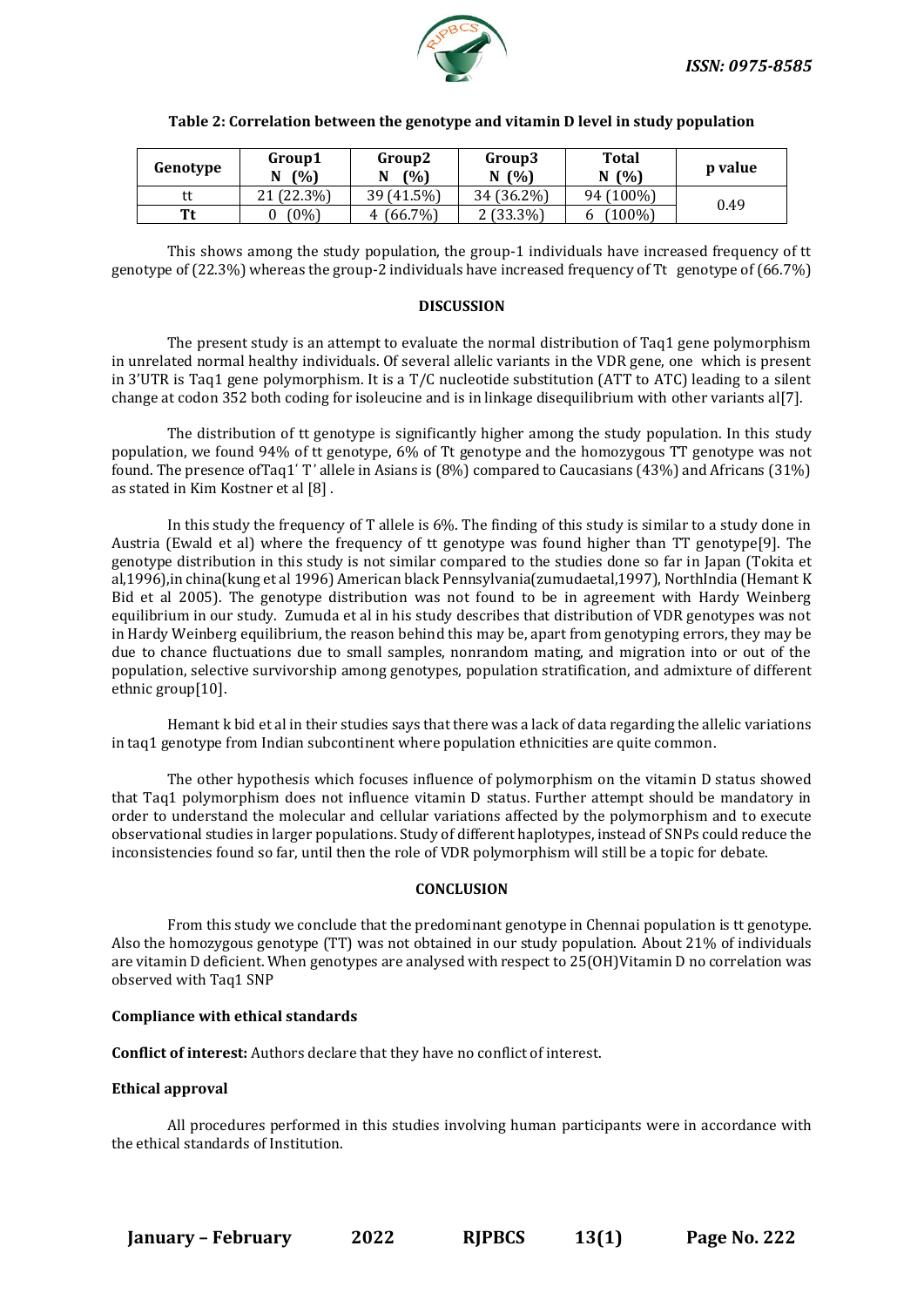**Table 2: Correlation between the genotype and vitamin D level in study population**

| Genotype | Group1 N (%) | Group2 N (%) | Group3 N (%) | Total N (%) | p value |
|---|---|---|---|---|---|
| tt | 21 (22.3%) | 39 (41.5%) | 34 (36.2%) | 94 (100%) | 0.49 |
| **Tt** | 0 (0%) | 4 (66.7%) | 2 (33.3%) | 6 (100%) | |

This shows among the study population, the group-1 individuals have increased frequency of tt genotype of (22.3%) whereas the group-2 individuals have increased frequency of Tt genotype of (66.7%)

## DISCUSSION

The present study is an attempt to evaluate the normal distribution of Taq1 gene polymorphism in unrelated normal healthy individuals. Of several allelic variants in the VDR gene, one which is present in 3'UTR is Taq1 gene polymorphism. It is a T/C nucleotide substitution (ATT to ATC) leading to a silent change at codon 352 both coding for isoleucine and is in linkage disequilibrium with other variants al[7].

The distribution of tt genotype is significantly higher among the study population. In this study population, we found 94% of tt genotype, 6% of Tt genotype and the homozygous TT genotype was not found. The presence ofTaq1' T' allele in Asians is (8%) compared to Caucasians (43%) and Africans (31%) as stated in Kim Kostner et al [8] .

In this study the frequency of T allele is 6%. The finding of this study is similar to a study done in Austria (Ewald et al) where the frequency of tt genotype was found higher than TT genotype[9]. The genotype distribution in this study is not similar compared to the studies done so far in Japan (Tokita et al,1996),in china(kung et al 1996) American black Pennsylvania(zumudaetal,1997), NorthIndia (Hemant K Bid et al 2005). The genotype distribution was not found to be in agreement with Hardy Weinberg equilibrium in our study. Zumuda et al in his study describes that distribution of VDR genotypes was not in Hardy Weinberg equilibrium, the reason behind this may be, apart from genotyping errors, they may be due to chance fluctuations due to small samples, nonrandom mating, and migration into or out of the population, selective survivorship among genotypes, population stratification, and admixture of different ethnic group[10].

Hemant k bid et al in their studies says that there was a lack of data regarding the allelic variations in taq1 genotype from Indian subcontinent where population ethnicities are quite common.

The other hypothesis which focuses influence of polymorphism on the vitamin D status showed that Taq1 polymorphism does not influence vitamin D status. Further attempt should be mandatory in order to understand the molecular and cellular variations affected by the polymorphism and to execute observational studies in larger populations. Study of different haplotypes, instead of SNPs could reduce the inconsistencies found so far, until then the role of VDR polymorphism will still be a topic for debate.

## CONCLUSION

From this study we conclude that the predominant genotype in Chennai population is tt genotype. Also the homozygous genotype (TT) was not obtained in our study population. About 21% of individuals are vitamin D deficient. When genotypes are analysed with respect to 25(OH)Vitamin D no correlation was observed with Taq1 SNP

**Compliance with ethical standards**

**Conflict of interest:** Authors declare that they have no conflict of interest.

**Ethical approval**

All procedures performed in this studies involving human participants were in accordance with the ethical standards of Institution.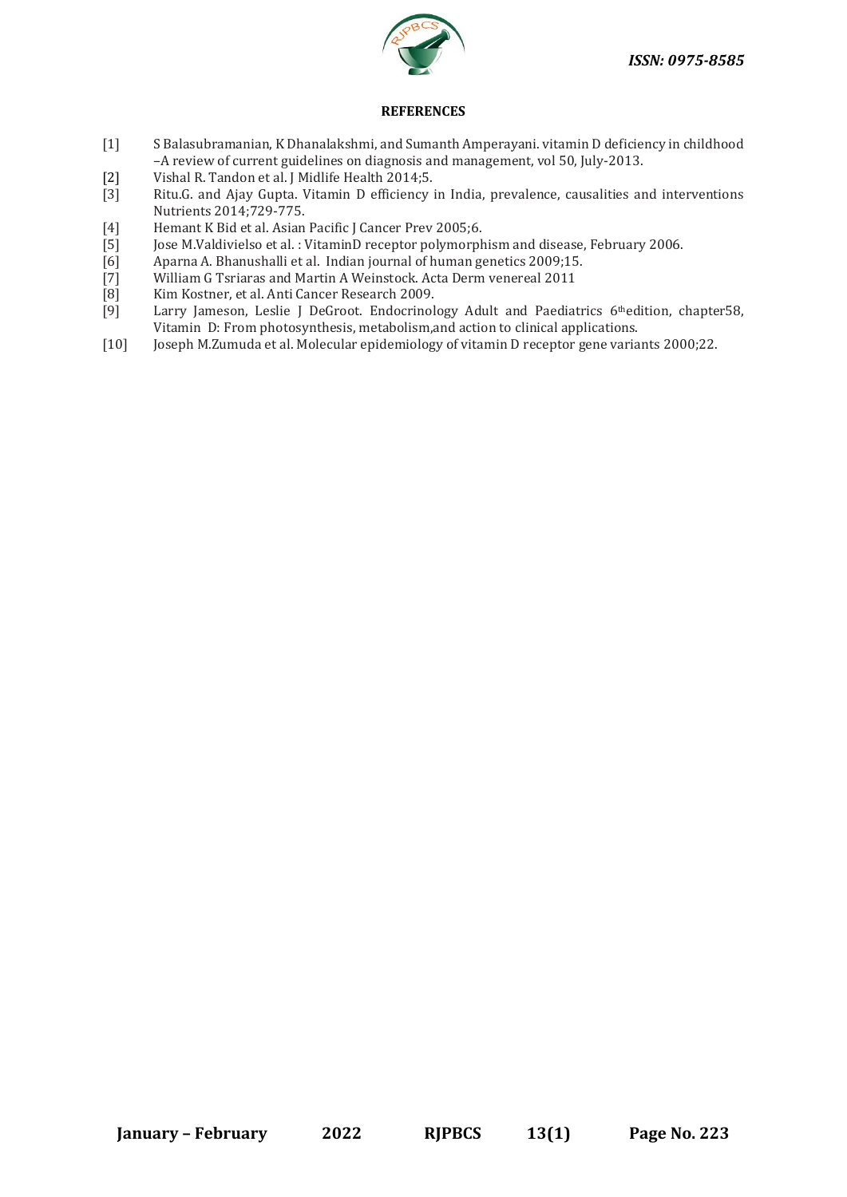**REFERENCES**

[1] S Balasubramanian, K Dhanalakshmi, and Sumanth Amperayani. vitamin D deficiency in childhood –A review of current guidelines on diagnosis and management, vol 50, July-2013.
[2] Vishal R. Tandon et al. J Midlife Health 2014;5.
[3] Ritu.G. and Ajay Gupta. Vitamin D efficiency in India, prevalence, causalities and interventions Nutrients 2014;729-775.
[4] Hemant K Bid et al. Asian Pacific J Cancer Prev 2005;6.
[5] Jose M.Valdivielso et al. : VitaminD receptor polymorphism and disease, February 2006.
[6] Aparna A. Bhanushalli et al. Indian journal of human genetics 2009;15.
[7] William G Tsriaras and Martin A Weinstock. Acta Derm venereal 2011
[8] Kim Kostner, et al. Anti Cancer Research 2009.
[9] Larry Jameson, Leslie J DeGroot. Endocrinology Adult and Paediatrics 6th edition, chapter58, Vitamin D: From photosynthesis, metabolism,and action to clinical applications.
[10] Joseph M.Zumuda et al. Molecular epidemiology of vitamin D receptor gene variants 2000;22.